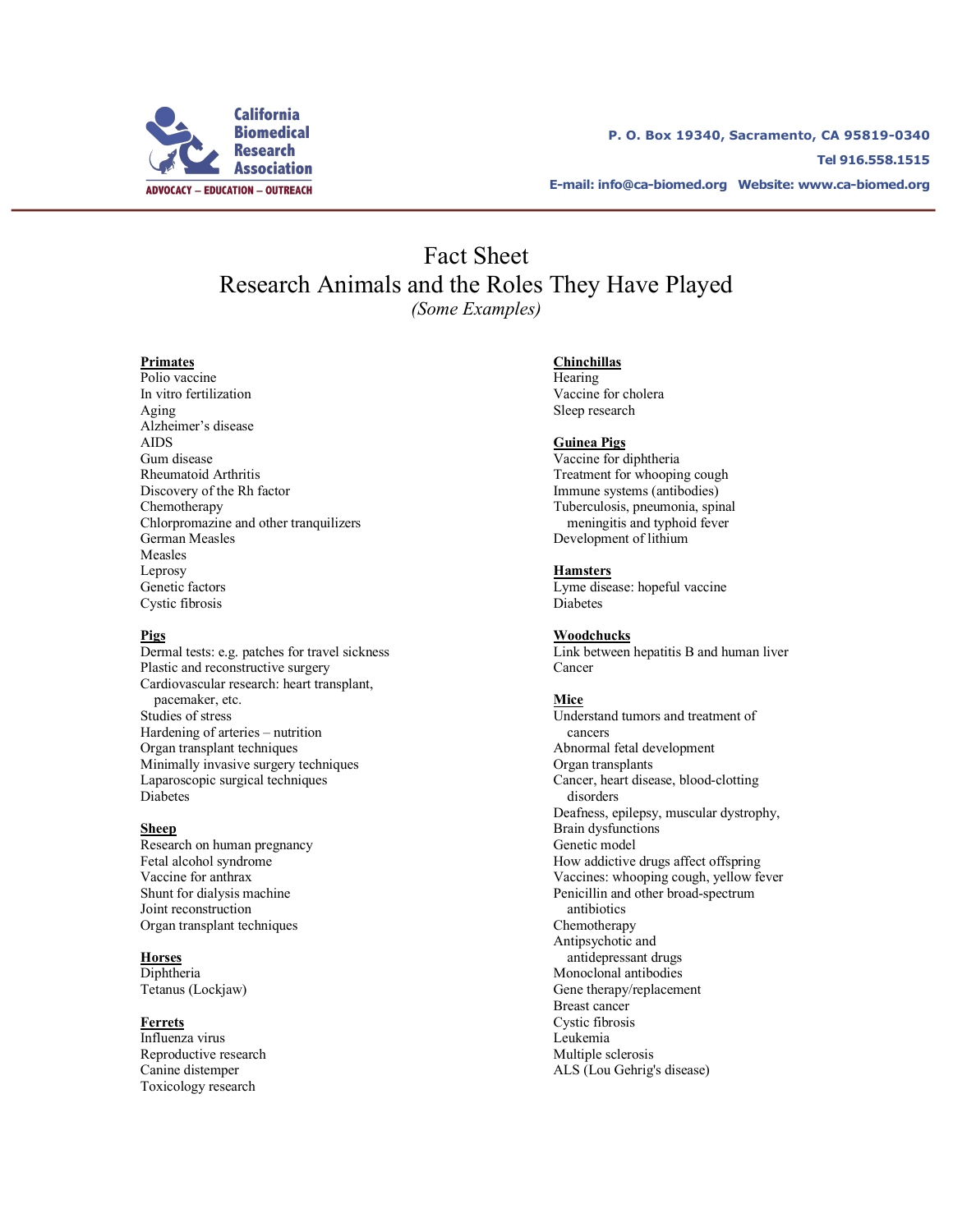California Biomedical Research Association

ADVOCACY – EDUCATION – OUTREACH

P. O. Box 19340, Sacramento, CA 95819-0340

Tel 916.558.1515

E-mail: info@ca-biomed.org   Website: www.ca-biomed.org

# Fact Sheet
# Research Animals and the Roles They Have Played
*(Some Examples)*

**Primates**
Polio vaccine
In vitro fertilization
Aging
Alzheimer's disease
AIDS
Gum disease
Rheumatoid Arthritis
Discovery of the Rh factor
Chemotherapy
Chlorpromazine and other tranquilizers
German Measles
Measles
Leprosy
Genetic factors
Cystic fibrosis

**Pigs**
Dermal tests: e.g. patches for travel sickness
Plastic and reconstructive surgery
Cardiovascular research: heart transplant, pacemaker, etc.
Studies of stress
Hardening of arteries – nutrition
Organ transplant techniques
Minimally invasive surgery techniques
Laparoscopic surgical techniques
Diabetes

**Sheep**
Research on human pregnancy
Fetal alcohol syndrome
Vaccine for anthrax
Shunt for dialysis machine
Joint reconstruction
Organ transplant techniques

**Horses**
Diphtheria
Tetanus (Lockjaw)

**Ferrets**
Influenza virus
Reproductive research
Canine distemper
Toxicology research

**Chinchillas**
Hearing
Vaccine for cholera
Sleep research

**Guinea Pigs**
Vaccine for diphtheria
Treatment for whooping cough
Immune systems (antibodies)
Tuberculosis, pneumonia, spinal meningitis and typhoid fever
Development of lithium

**Hamsters**
Lyme disease: hopeful vaccine
Diabetes

**Woodchucks**
Link between hepatitis B and human liver Cancer

**Mice**
Understand tumors and treatment of cancers
Abnormal fetal development
Organ transplants
Cancer, heart disease, blood-clotting disorders
Deafness, epilepsy, muscular dystrophy, Brain dysfunctions
Genetic model
How addictive drugs affect offspring
Vaccines: whooping cough, yellow fever
Penicillin and other broad-spectrum antibiotics
Chemotherapy
Antipsychotic and antidepressant drugs
Monoclonal antibodies
Gene therapy/replacement
Breast cancer
Cystic fibrosis
Leukemia
Multiple sclerosis
ALS (Lou Gehrig's disease)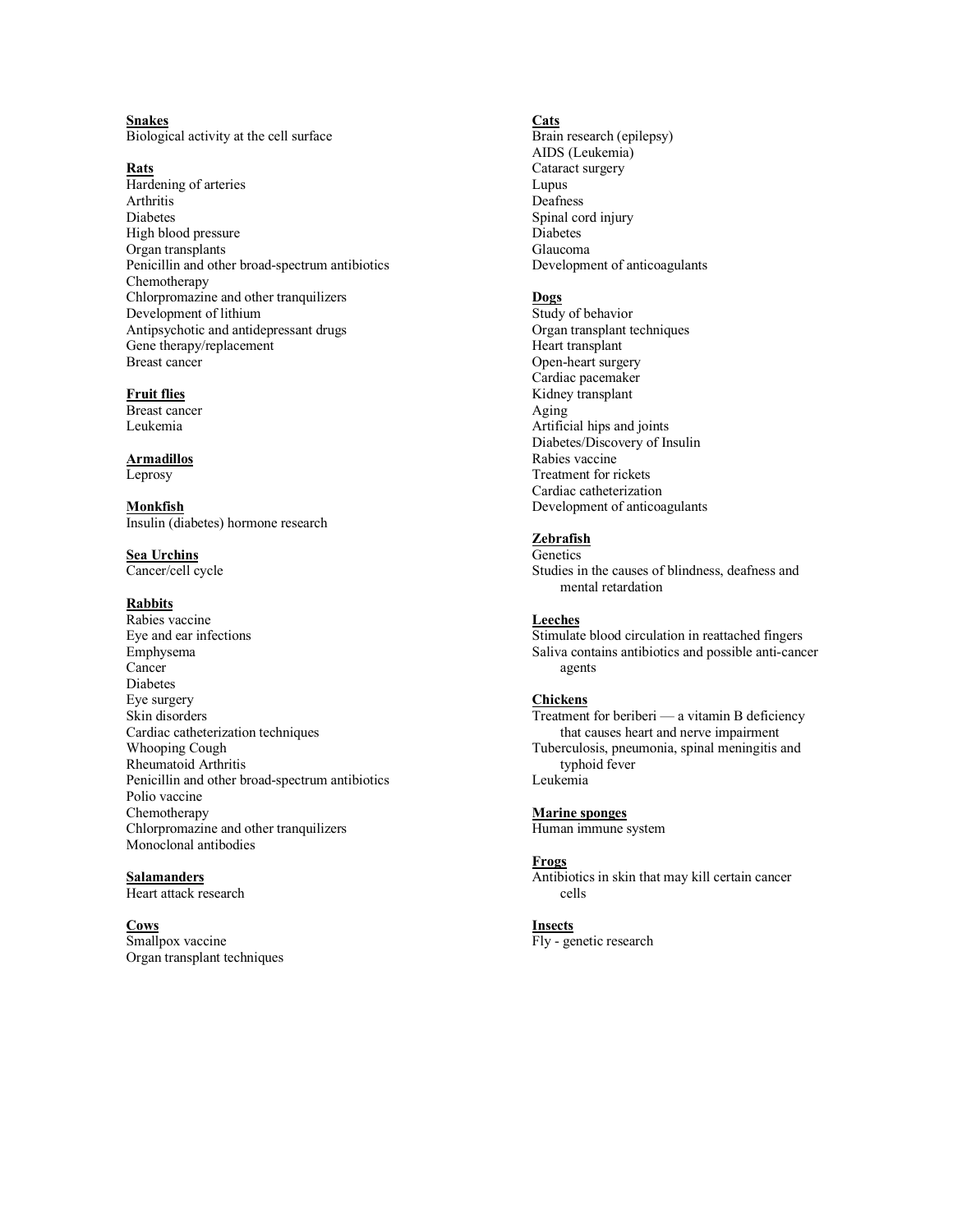**Snakes**
Biological activity at the cell surface

**Rats**
Hardening of arteries
Arthritis
Diabetes
High blood pressure
Organ transplants
Penicillin and other broad-spectrum antibiotics
Chemotherapy
Chlorpromazine and other tranquilizers
Development of lithium
Antipsychotic and antidepressant drugs
Gene therapy/replacement
Breast cancer

**Fruit flies**
Breast cancer
Leukemia

**Armadillos**
Leprosy

**Monkfish**
Insulin (diabetes) hormone research

**Sea Urchins**
Cancer/cell cycle

**Rabbits**
Rabies vaccine
Eye and ear infections
Emphysema
Cancer
Diabetes
Eye surgery
Skin disorders
Cardiac catheterization techniques
Whooping Cough
Rheumatoid Arthritis
Penicillin and other broad-spectrum antibiotics
Polio vaccine
Chemotherapy
Chlorpromazine and other tranquilizers
Monoclonal antibodies

**Salamanders**
Heart attack research

**Cows**
Smallpox vaccine
Organ transplant techniques

**Cats**
Brain research (epilepsy)
AIDS (Leukemia)
Cataract surgery
Lupus
Deafness
Spinal cord injury
Diabetes
Glaucoma
Development of anticoagulants

**Dogs**
Study of behavior
Organ transplant techniques
Heart transplant
Open-heart surgery
Cardiac pacemaker
Kidney transplant
Aging
Artificial hips and joints
Diabetes/Discovery of Insulin
Rabies vaccine
Treatment for rickets
Cardiac catheterization
Development of anticoagulants

**Zebrafish**
Genetics
Studies in the causes of blindness, deafness and mental retardation

**Leeches**
Stimulate blood circulation in reattached fingers
Saliva contains antibiotics and possible anti-cancer agents

**Chickens**
Treatment for beriberi — a vitamin B deficiency that causes heart and nerve impairment
Tuberculosis, pneumonia, spinal meningitis and typhoid fever
Leukemia

**Marine sponges**
Human immune system

**Frogs**
Antibiotics in skin that may kill certain cancer cells

**Insects**
Fly - genetic research